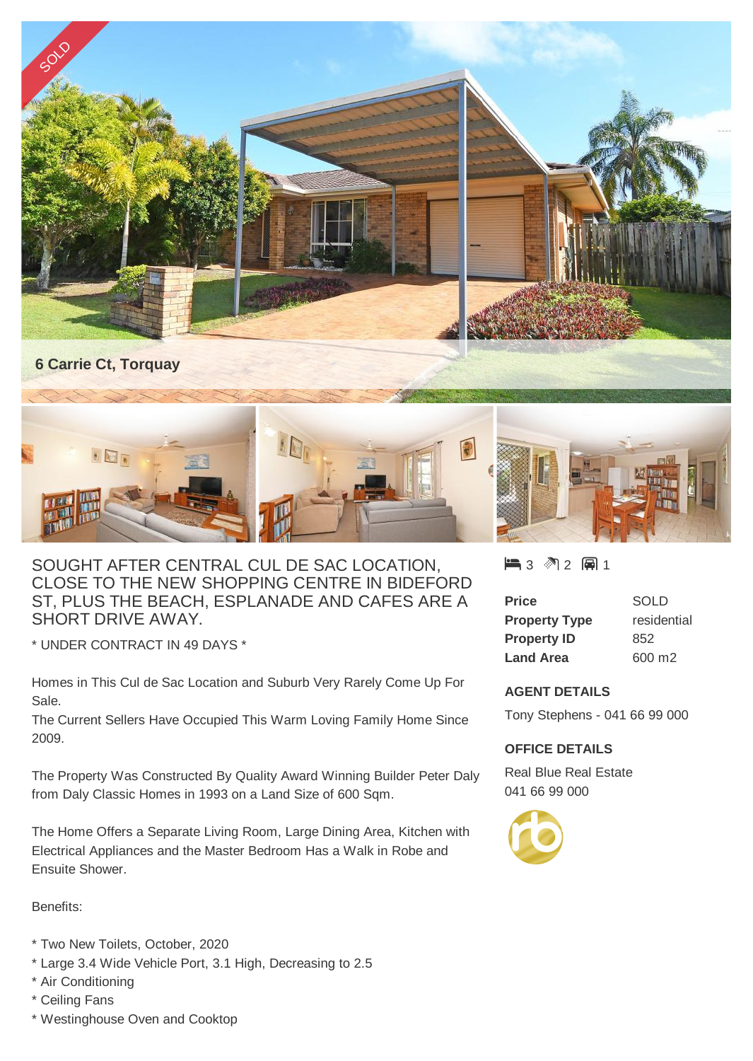SOLD

# 6 Carrie Ct, Torquay

SOUGHT AFTER CENTRAL CUL DE SAC LOCATION, CLOSE TO THE NEW SHOPPING CENTRE IN BIDEFORD ST, PLUS THE BEACH, ESPLANADE AND CAFES ARE A SHORT DRIVE AWAY.

* UNDER CONTRACT IN 49 DAYS *

Homes in This Cul de Sac Location and Suburb Very Rarely Come Up For Sale.
The Current Sellers Have Occupied This Warm Loving Family Home Since 2009.

The Property Was Constructed By Quality Award Winning Builder Peter Daly from Daly Classic Homes in 1993 on a Land Size of 600 Sqm.

The Home Offers a Separate Living Room, Large Dining Area, Kitchen with Electrical Appliances and the Master Bedroom Has a Walk in Robe and Ensuite Shower.

Benefits:

* Two New Toilets, October, 2020
* Large 3.4 Wide Vehicle Port, 3.1 High, Decreasing to 2.5
* Air Conditioning
* Ceiling Fans
* Westinghouse Oven and Cooktop

3 2 1

| | |
|---|---|
| **Price** | SOLD |
| **Property Type** | residential |
| **Property ID** | 852 |
| **Land Area** | 600 m2 |

**AGENT DETAILS**

Tony Stephens - 041 66 99 000

**OFFICE DETAILS**

Real Blue Real Estate
041 66 99 000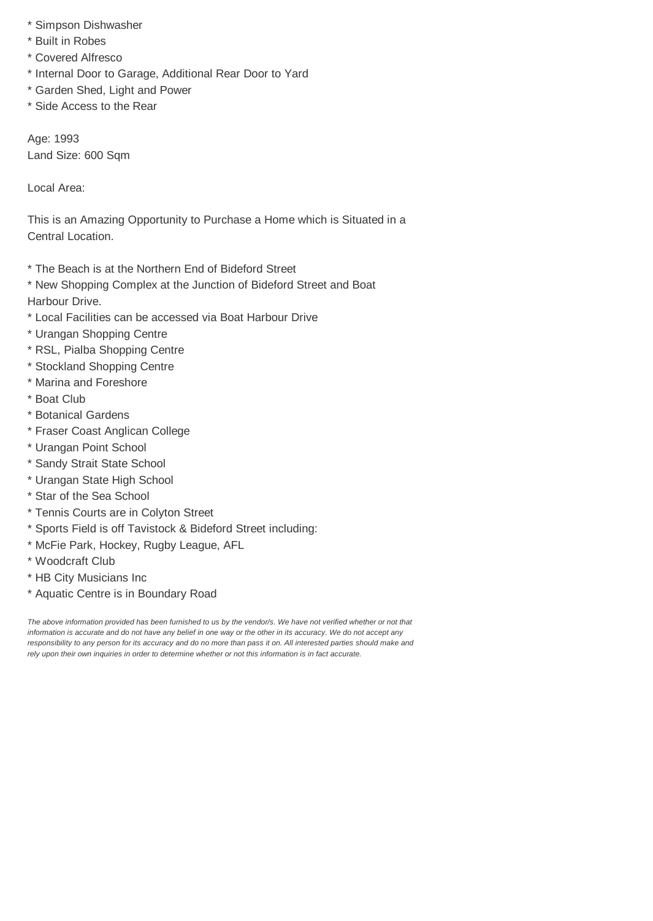* Simpson Dishwasher
* Built in Robes
* Covered Alfresco
* Internal Door to Garage, Additional Rear Door to Yard
* Garden Shed, Light and Power
* Side Access to the Rear

Age: 1993
Land Size: 600 Sqm

Local Area:

This is an Amazing Opportunity to Purchase a Home which is Situated in a Central Location.

* The Beach is at the Northern End of Bideford Street
* New Shopping Complex at the Junction of Bideford Street and Boat Harbour Drive.
* Local Facilities can be accessed via Boat Harbour Drive
* Urangan Shopping Centre
* RSL, Pialba Shopping Centre
* Stockland Shopping Centre
* Marina and Foreshore
* Boat Club
* Botanical Gardens
* Fraser Coast Anglican College
* Urangan Point School
* Sandy Strait State School
* Urangan State High School
* Star of the Sea School
* Tennis Courts are in Colyton Street
* Sports Field is off Tavistock & Bideford Street including:
* McFie Park, Hockey, Rugby League, AFL
* Woodcraft Club
* HB City Musicians Inc
* Aquatic Centre is in Boundary Road

*The above information provided has been furnished to us by the vendor/s. We have not verified whether or not that information is accurate and do not have any belief in one way or the other in its accuracy. We do not accept any responsibility to any person for its accuracy and do no more than pass it on. All interested parties should make and rely upon their own inquiries in order to determine whether or not this information is in fact accurate.*